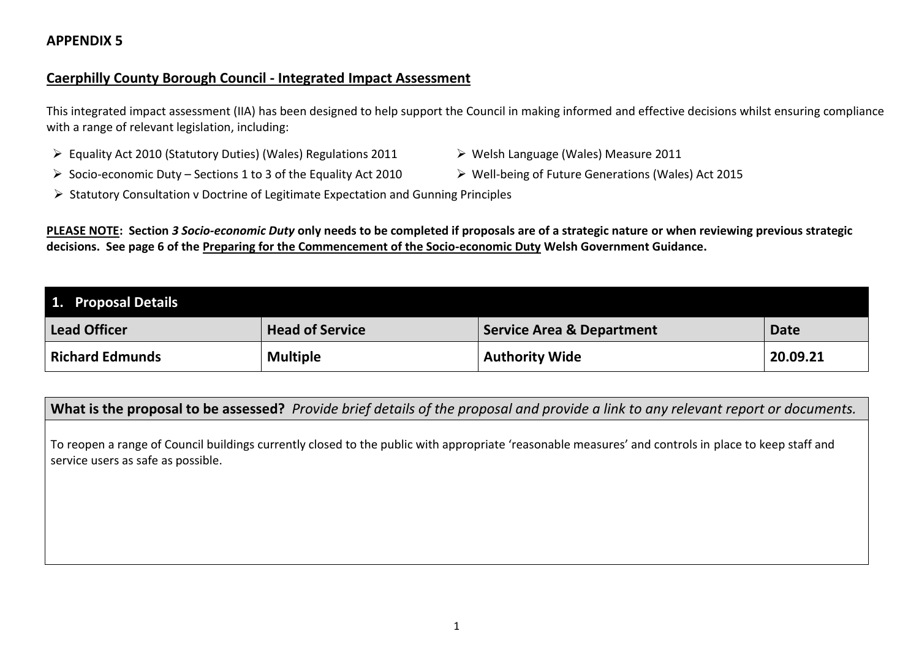**APPENDIX 5**

## Caerphilly County Borough Council - Integrated Impact Assessment

This integrated impact assessment (IIA) has been designed to help support the Council in making informed and effective decisions whilst ensuring compliance with a range of relevant legislation, including:

- Equality Act 2010 (Statutory Duties) (Wales) Regulations 2011
- Welsh Language (Wales) Measure 2011
- Socio-economic Duty – Sections 1 to 3 of the Equality Act 2010
- Well-being of Future Generations (Wales) Act 2015
- Statutory Consultation v Doctrine of Legitimate Expectation and Gunning Principles

**PLEASE NOTE: Section *3 Socio-economic Duty* only needs to be completed if proposals are of a strategic nature or when reviewing previous strategic decisions. See page 6 of the Preparing for the Commencement of the Socio-economic Duty Welsh Government Guidance.**

| 1. Proposal Details | | | |
|---|---|---|---|
| **Lead Officer** | **Head of Service** | **Service Area & Department** | **Date** |
| **Richard Edmunds** | **Multiple** | **Authority Wide** | **20.09.21** |

**What is the proposal to be assessed?** *Provide brief details of the proposal and provide a link to any relevant report or documents.*

To reopen a range of Council buildings currently closed to the public with appropriate 'reasonable measures' and controls in place to keep staff and service users as safe as possible.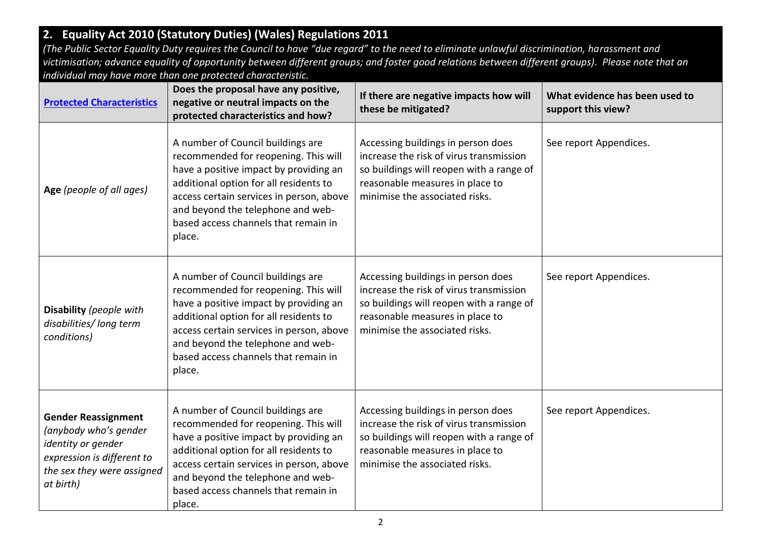## 2. Equality Act 2010 (Statutory Duties) (Wales) Regulations 2011

*(The Public Sector Equality Duty requires the Council to have "due regard" to the need to eliminate unlawful discrimination, harassment and victimisation; advance equality of opportunity between different groups; and foster good relations between different groups). Please note that an individual may have more than one protected characteristic.*

| Protected Characteristics | Does the proposal have any positive, negative or neutral impacts on the protected characteristics and how? | If there are negative impacts how will these be mitigated? | What evidence has been used to support this view? |
|---|---|---|---|
| **Age** *(people of all ages)* | A number of Council buildings are recommended for reopening. This will have a positive impact by providing an additional option for all residents to access certain services in person, above and beyond the telephone and web-based access channels that remain in place. | Accessing buildings in person does increase the risk of virus transmission so buildings will reopen with a range of reasonable measures in place to minimise the associated risks. | See report Appendices. |
| **Disability** *(people with disabilities/ long term conditions)* | A number of Council buildings are recommended for reopening. This will have a positive impact by providing an additional option for all residents to access certain services in person, above and beyond the telephone and web-based access channels that remain in place. | Accessing buildings in person does increase the risk of virus transmission so buildings will reopen with a range of reasonable measures in place to minimise the associated risks. | See report Appendices. |
| **Gender Reassignment** *(anybody who's gender identity or gender expression is different to the sex they were assigned at birth)* | A number of Council buildings are recommended for reopening. This will have a positive impact by providing an additional option for all residents to access certain services in person, above and beyond the telephone and web-based access channels that remain in place. | Accessing buildings in person does increase the risk of virus transmission so buildings will reopen with a range of reasonable measures in place to minimise the associated risks. | See report Appendices. |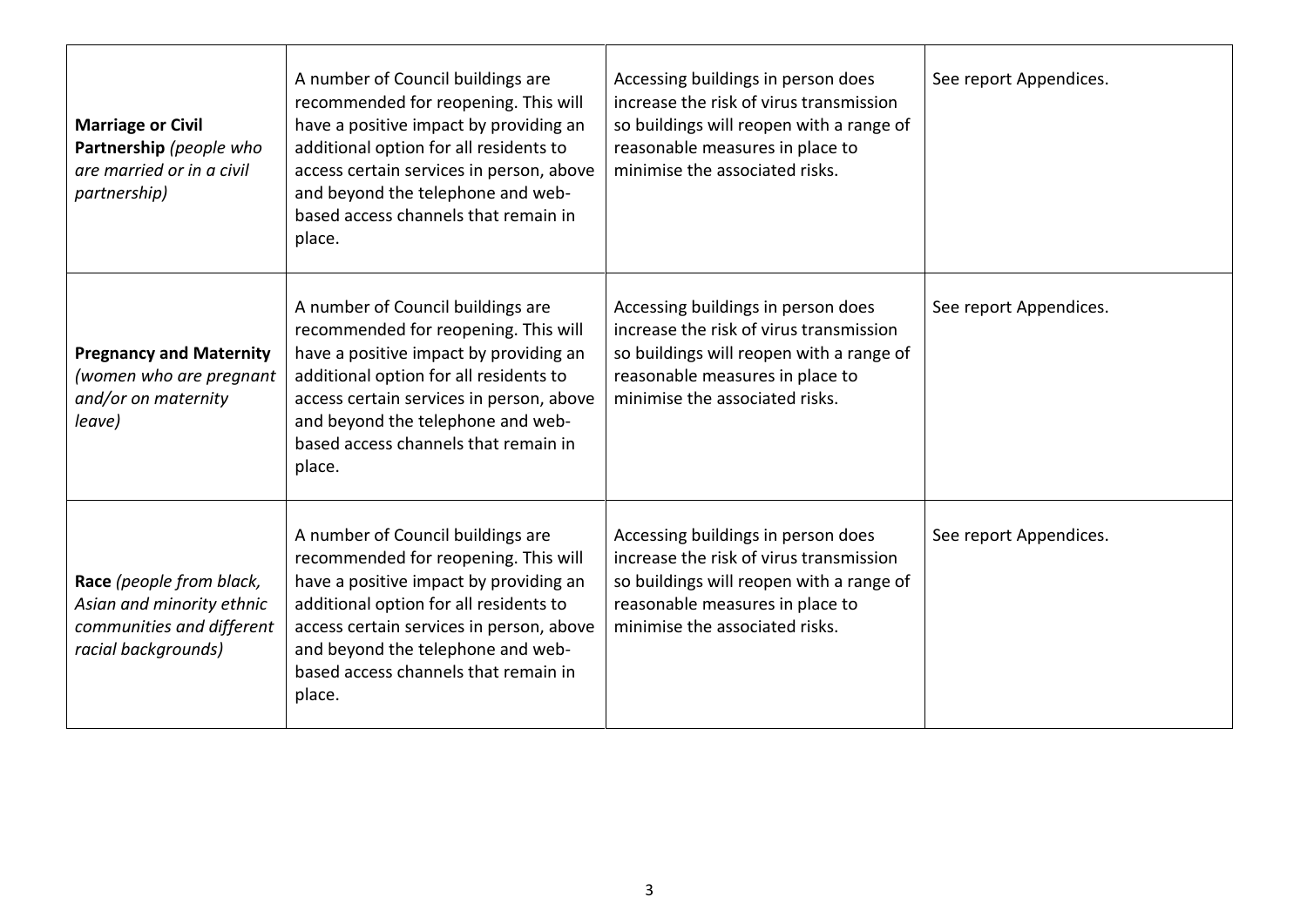| | | | |
|---|---|---|---|
| **Marriage or Civil Partnership** *(people who are married or in a civil partnership)* | A number of Council buildings are recommended for reopening. This will have a positive impact by providing an additional option for all residents to access certain services in person, above and beyond the telephone and web-based access channels that remain in place. | Accessing buildings in person does increase the risk of virus transmission so buildings will reopen with a range of reasonable measures in place to minimise the associated risks. | See report Appendices. |
| **Pregnancy and Maternity** *(women who are pregnant and/or on maternity leave)* | A number of Council buildings are recommended for reopening. This will have a positive impact by providing an additional option for all residents to access certain services in person, above and beyond the telephone and web-based access channels that remain in place. | Accessing buildings in person does increase the risk of virus transmission so buildings will reopen with a range of reasonable measures in place to minimise the associated risks. | See report Appendices. |
| **Race** *(people from black, Asian and minority ethnic communities and different racial backgrounds)* | A number of Council buildings are recommended for reopening. This will have a positive impact by providing an additional option for all residents to access certain services in person, above and beyond the telephone and web-based access channels that remain in place. | Accessing buildings in person does increase the risk of virus transmission so buildings will reopen with a range of reasonable measures in place to minimise the associated risks. | See report Appendices. |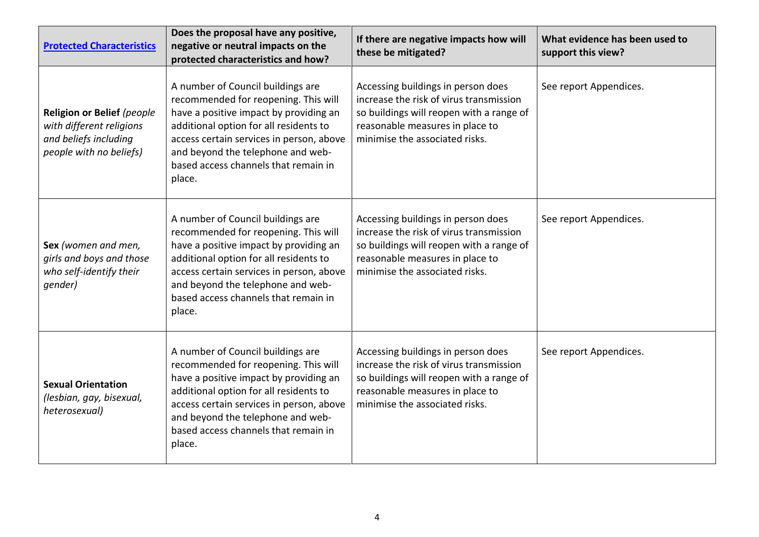| [Protected Characteristics]() | Does the proposal have any positive, negative or neutral impacts on the protected characteristics and how? | If there are negative impacts how will these be mitigated? | What evidence has been used to support this view? |
|---|---|---|---|
| **Religion or Belief** *(people with different religions and beliefs including people with no beliefs)* | A number of Council buildings are recommended for reopening. This will have a positive impact by providing an additional option for all residents to access certain services in person, above and beyond the telephone and web-based access channels that remain in place. | Accessing buildings in person does increase the risk of virus transmission so buildings will reopen with a range of reasonable measures in place to minimise the associated risks. | See report Appendices. |
| **Sex** *(women and men, girls and boys and those who self-identify their gender)* | A number of Council buildings are recommended for reopening. This will have a positive impact by providing an additional option for all residents to access certain services in person, above and beyond the telephone and web-based access channels that remain in place. | Accessing buildings in person does increase the risk of virus transmission so buildings will reopen with a range of reasonable measures in place to minimise the associated risks. | See report Appendices. |
| **Sexual Orientation** *(lesbian, gay, bisexual, heterosexual)* | A number of Council buildings are recommended for reopening. This will have a positive impact by providing an additional option for all residents to access certain services in person, above and beyond the telephone and web-based access channels that remain in place. | Accessing buildings in person does increase the risk of virus transmission so buildings will reopen with a range of reasonable measures in place to minimise the associated risks. | See report Appendices. |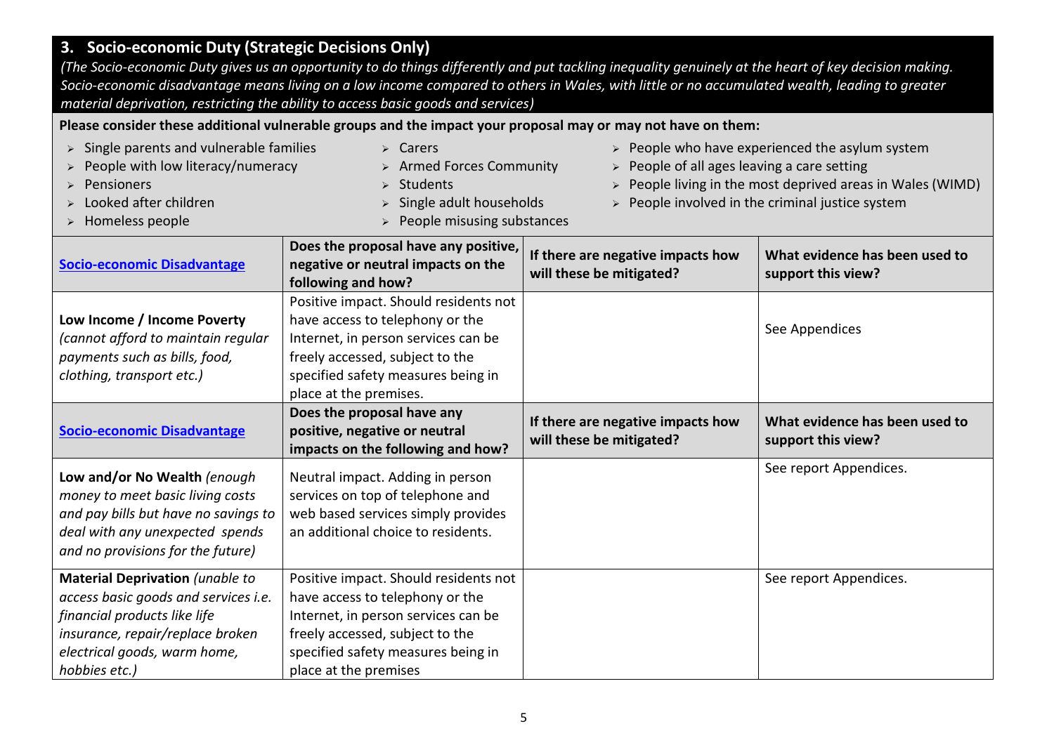## 3. Socio-economic Duty (Strategic Decisions Only)

*(The Socio-economic Duty gives us an opportunity to do things differently and put tackling inequality genuinely at the heart of key decision making. Socio-economic disadvantage means living on a low income compared to others in Wales, with little or no accumulated wealth, leading to greater material deprivation, restricting the ability to access basic goods and services)*

**Please consider these additional vulnerable groups and the impact your proposal may or may not have on them:**

- Single parents and vulnerable families
- People with low literacy/numeracy
- Pensioners
- Looked after children
- Homeless people
- Carers
- Armed Forces Community
- Students
- Single adult households
- People misusing substances
- People who have experienced the asylum system
- People of all ages leaving a care setting
- People living in the most deprived areas in Wales (WIMD)
- People involved in the criminal justice system

| Socio-economic Disadvantage | Does the proposal have any positive, negative or neutral impacts on the following and how? | If there are negative impacts how will these be mitigated? | What evidence has been used to support this view? |
|---|---|---|---|
| **Low Income / Income Poverty** *(cannot afford to maintain regular payments such as bills, food, clothing, transport etc.)* | Positive impact. Should residents not have access to telephony or the Internet, in person services can be freely accessed, subject to the specified safety measures being in place at the premises. | | See Appendices |
| **Socio-economic Disadvantage** | **Does the proposal have any positive, negative or neutral impacts on the following and how?** | **If there are negative impacts how will these be mitigated?** | **What evidence has been used to support this view?** |
| **Low and/or No Wealth** *(enough money to meet basic living costs and pay bills but have no savings to deal with any unexpected spends and no provisions for the future)* | Neutral impact. Adding in person services on top of telephone and web based services simply provides an additional choice to residents. | | See report Appendices. |
| **Material Deprivation** *(unable to access basic goods and services i.e. financial products like life insurance, repair/replace broken electrical goods, warm home, hobbies etc.)* | Positive impact. Should residents not have access to telephony or the Internet, in person services can be freely accessed, subject to the specified safety measures being in place at the premises | | See report Appendices. |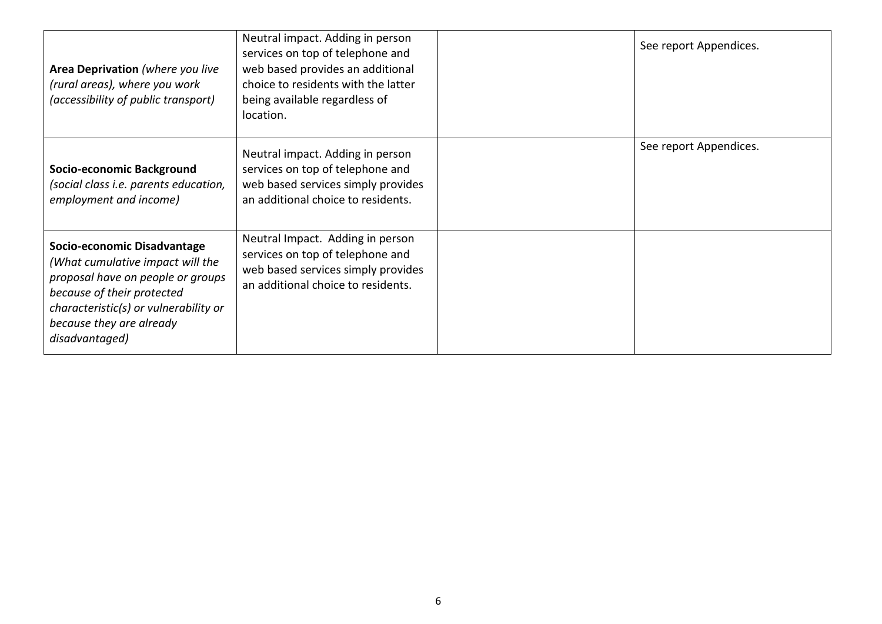| | | | |
|---|---|---|---|
| **Area Deprivation** *(where you live (rural areas), where you work (accessibility of public transport)* | Neutral impact. Adding in person services on top of telephone and web based provides an additional choice to residents with the latter being available regardless of location. | | See report Appendices. |
| **Socio-economic Background** *(social class i.e. parents education, employment and income)* | Neutral impact. Adding in person services on top of telephone and web based services simply provides an additional choice to residents. | | See report Appendices. |
| **Socio-economic Disadvantage** *(What cumulative impact will the proposal have on people or groups because of their protected characteristic(s) or vulnerability or because they are already disadvantaged)* | Neutral Impact. Adding in person services on top of telephone and web based services simply provides an additional choice to residents. | | |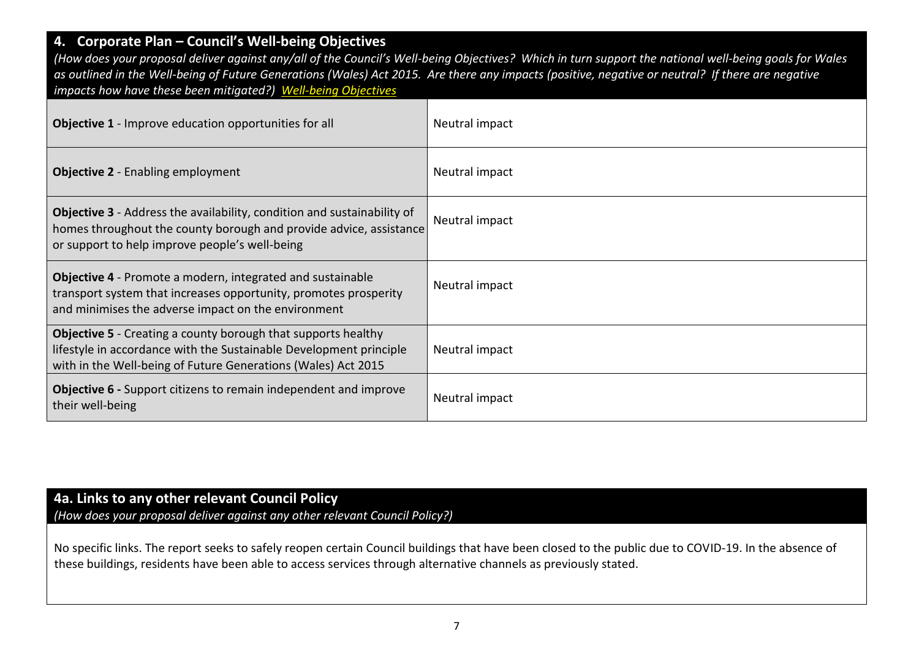## 4. Corporate Plan – Council's Well-being Objectives

*(How does your proposal deliver against any/all of the Council's Well-being Objectives? Which in turn support the national well-being goals for Wales as outlined in the Well-being of Future Generations (Wales) Act 2015. Are there any impacts (positive, negative or neutral? If there are negative impacts how have these been mitigated?) Well-being Objectives*

| Objective | Impact |
| --- | --- |
| **Objective 1** - Improve education opportunities for all | Neutral impact |
| **Objective 2** - Enabling employment | Neutral impact |
| **Objective 3** - Address the availability, condition and sustainability of homes throughout the county borough and provide advice, assistance or support to help improve people's well-being | Neutral impact |
| **Objective 4** - Promote a modern, integrated and sustainable transport system that increases opportunity, promotes prosperity and minimises the adverse impact on the environment | Neutral impact |
| **Objective 5** - Creating a county borough that supports healthy lifestyle in accordance with the Sustainable Development principle with in the Well-being of Future Generations (Wales) Act 2015 | Neutral impact |
| **Objective 6 -** Support citizens to remain independent and improve their well-being | Neutral impact |

## 4a. Links to any other relevant Council Policy

*(How does your proposal deliver against any other relevant Council Policy?)*

No specific links. The report seeks to safely reopen certain Council buildings that have been closed to the public due to COVID-19. In the absence of these buildings, residents have been able to access services through alternative channels as previously stated.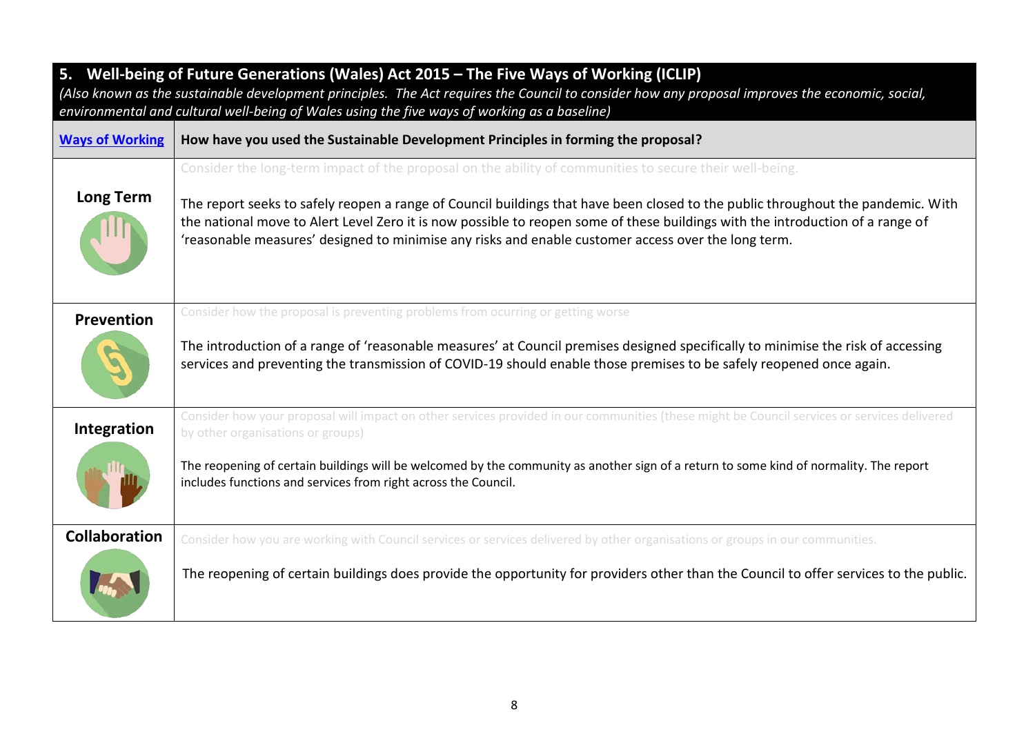## 5. Well-being of Future Generations (Wales) Act 2015 – The Five Ways of Working (ICLIP)

*(Also known as the sustainable development principles. The Act requires the Council to consider how any proposal improves the economic, social, environmental and cultural well-being of Wales using the five ways of working as a baseline)*

| Ways of Working | How have you used the Sustainable Development Principles in forming the proposal? |
|---|---|
| **Long Term** | Consider the long-term impact of the proposal on the ability of communities to secure their well-being.<br><br>The report seeks to safely reopen a range of Council buildings that have been closed to the public throughout the pandemic. With the national move to Alert Level Zero it is now possible to reopen some of these buildings with the introduction of a range of 'reasonable measures' designed to minimise any risks and enable customer access over the long term. |
| **Prevention** | Consider how the proposal is preventing problems from ocurring or getting worse<br><br>The introduction of a range of 'reasonable measures' at Council premises designed specifically to minimise the risk of accessing services and preventing the transmission of COVID-19 should enable those premises to be safely reopened once again. |
| **Integration** | Consider how your proposal will impact on other services provided in our communities (these might be Council services or services delivered by other organisations or groups)<br><br>The reopening of certain buildings will be welcomed by the community as another sign of a return to some kind of normality. The report includes functions and services from right across the Council. |
| **Collaboration** | Consider how you are working with Council services or services delivered by other organisations or groups in our communities.<br><br>The reopening of certain buildings does provide the opportunity for providers other than the Council to offer services to the public. |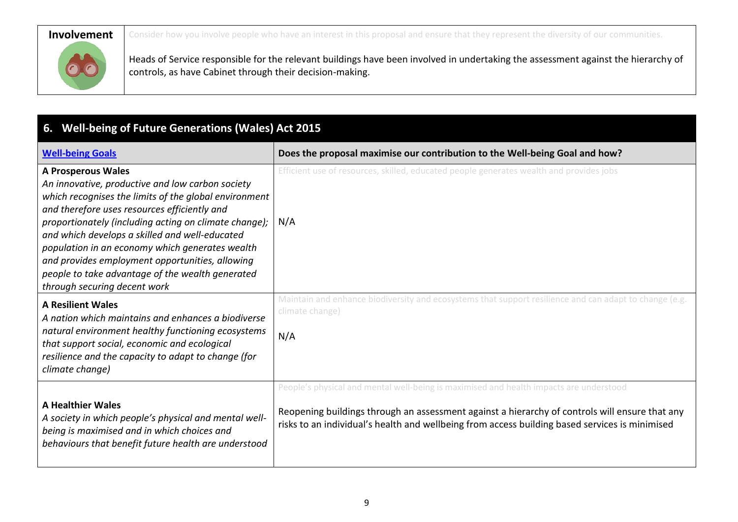| **Involvement** | Consider how you involve people who have an interest in this proposal and ensure that they represent the diversity of our communities.<br><br>Heads of Service responsible for the relevant buildings have been involved in undertaking the assessment against the hierarchy of controls, as have Cabinet through their decision-making. |
|---|---|

## 6. Well-being of Future Generations (Wales) Act 2015

| [Well-being Goals]() | Does the proposal maximise our contribution to the Well-being Goal and how? |
|---|---|
| **A Prosperous Wales**<br>*An innovative, productive and low carbon society which recognises the limits of the global environment and therefore uses resources efficiently and proportionately (including acting on climate change); and which develops a skilled and well-educated population in an economy which generates wealth and provides employment opportunities, allowing people to take advantage of the wealth generated through securing decent work* | Efficient use of resources, skilled, educated people generates wealth and provides jobs<br><br>N/A |
| **A Resilient Wales**<br>*A nation which maintains and enhances a biodiverse natural environment healthy functioning ecosystems that support social, economic and ecological resilience and the capacity to adapt to change (for climate change)* | Maintain and enhance biodiversity and ecosystems that support resilience and can adapt to change (e.g. climate change)<br><br>N/A |
| **A Healthier Wales**<br>*A society in which people's physical and mental well-being is maximised and in which choices and behaviours that benefit future health are understood* | People's physical and mental well-being is maximised and health impacts are understood<br><br>Reopening buildings through an assessment against a hierarchy of controls will ensure that any risks to an individual's health and wellbeing from access building based services is minimised |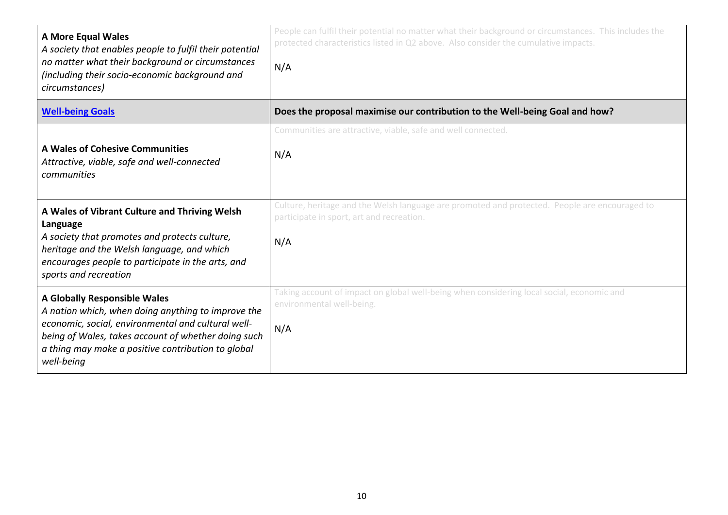| **A More Equal Wales**<br>*A society that enables people to fulfil their potential no matter what their background or circumstances (including their socio-economic background and circumstances)* | People can fulfil their potential no matter what their background or circumstances. This includes the protected characteristics listed in Q2 above. Also consider the cumulative impacts.<br><br>N/A |
|---|---|
| **[Well-being Goals]** | **Does the proposal maximise our contribution to the Well-being Goal and how?** |
| **A Wales of Cohesive Communities**<br>*Attractive, viable, safe and well-connected communities* | Communities are attractive, viable, safe and well connected.<br><br>N/A |
| **A Wales of Vibrant Culture and Thriving Welsh Language**<br>*A society that promotes and protects culture, heritage and the Welsh language, and which encourages people to participate in the arts, and sports and recreation* | Culture, heritage and the Welsh language are promoted and protected. People are encouraged to participate in sport, art and recreation.<br><br>N/A |
| **A Globally Responsible Wales**<br>*A nation which, when doing anything to improve the economic, social, environmental and cultural well-being of Wales, takes account of whether doing such a thing may make a positive contribution to global well-being* | Taking account of impact on global well-being when considering local social, economic and environmental well-being.<br><br>N/A |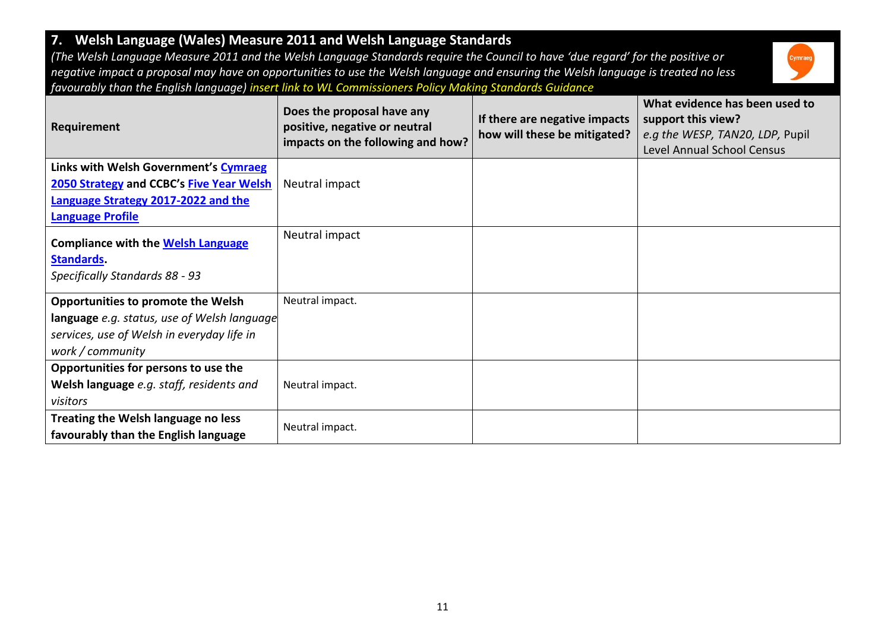## 7. Welsh Language (Wales) Measure 2011 and Welsh Language Standards

*(The Welsh Language Measure 2011 and the Welsh Language Standards require the Council to have 'due regard' for the positive or negative impact a proposal may have on opportunities to use the Welsh language and ensuring the Welsh language is treated no less favourably than the English language) insert link to WL Commissioners Policy Making Standards Guidance*

| Requirement | Does the proposal have any positive, negative or neutral impacts on the following and how? | If there are negative impacts how will these be mitigated? | What evidence has been used to support this view? *e.g the WESP, TAN20, LDP,* Pupil Level Annual School Census |
|---|---|---|---|
| **Links with Welsh Government's Cymraeg 2050 Strategy and CCBC's Five Year Welsh Language Strategy 2017-2022 and the Language Profile** | Neutral impact | | |
| **Compliance with the Welsh Language Standards.** *Specifically Standards 88 - 93* | Neutral impact | | |
| **Opportunities to promote the Welsh language** *e.g. status, use of Welsh language services, use of Welsh in everyday life in work / community* | Neutral impact. | | |
| **Opportunities for persons to use the Welsh language** *e.g. staff, residents and visitors* | Neutral impact. | | |
| **Treating the Welsh language no less favourably than the English language** | Neutral impact. | | |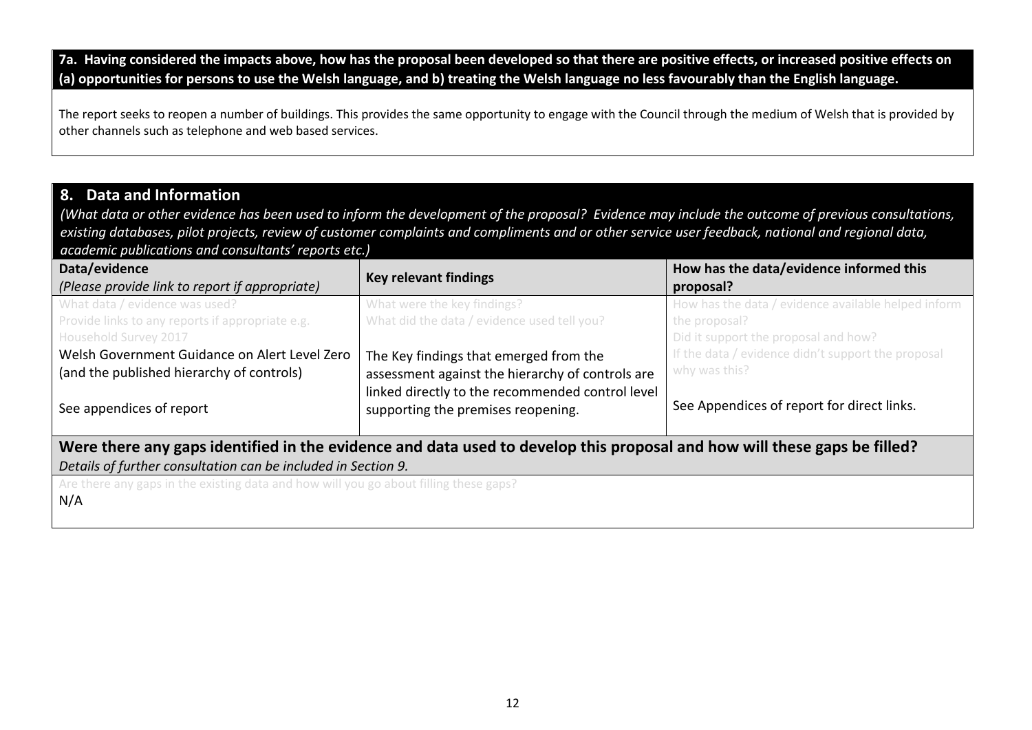**7a. Having considered the impacts above, how has the proposal been developed so that there are positive effects, or increased positive effects on (a) opportunities for persons to use the Welsh language, and b) treating the Welsh language no less favourably than the English language.**

The report seeks to reopen a number of buildings. This provides the same opportunity to engage with the Council through the medium of Welsh that is provided by other channels such as telephone and web based services.

## 8. Data and Information

*(What data or other evidence has been used to inform the development of the proposal? Evidence may include the outcome of previous consultations, existing databases, pilot projects, review of customer complaints and compliments and or other service user feedback, national and regional data, academic publications and consultants' reports etc.)*

| **Data/evidence** *(Please provide link to report if appropriate)* | **Key relevant findings** | **How has the data/evidence informed this proposal?** |
| --- | --- | --- |
| What data / evidence was used? Provide links to any reports if appropriate e.g. Household Survey 2017<br>Welsh Government Guidance on Alert Level Zero (and the published hierarchy of controls)<br><br>See appendices of report | What were the key findings? What did the data / evidence used tell you?<br><br>The Key findings that emerged from the assessment against the hierarchy of controls are linked directly to the recommended control level supporting the premises reopening. | How has the data / evidence available helped inform the proposal? Did it support the proposal and how? If the data / evidence didn't support the proposal why was this?<br><br>See Appendices of report for direct links. |

**Were there any gaps identified in the evidence and data used to develop this proposal and how will these gaps be filled?**
*Details of further consultation can be included in Section 9.*

Are there any gaps in the existing data and how will you go about filling these gaps?

N/A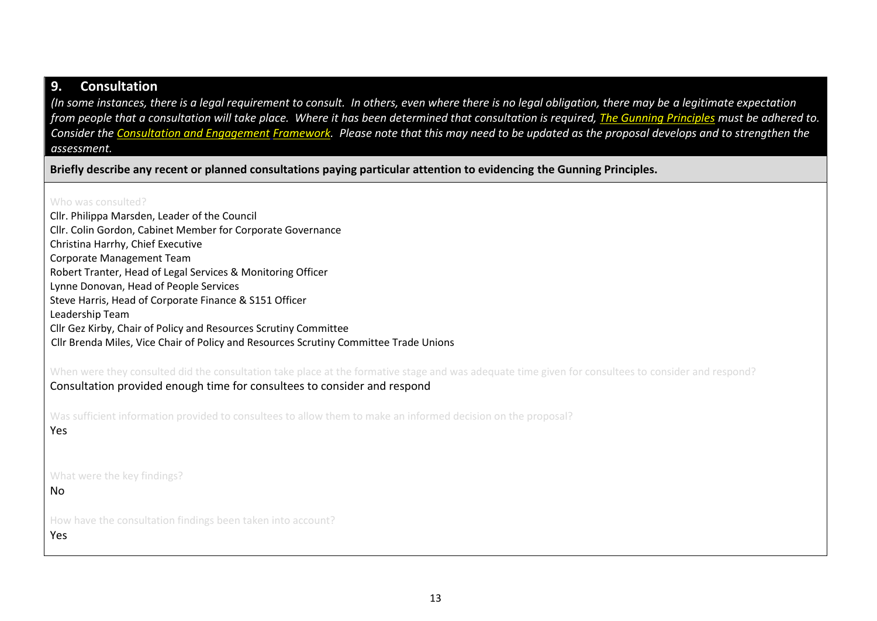## 9. Consultation

*(In some instances, there is a legal requirement to consult. In others, even where there is no legal obligation, there may be a legitimate expectation from people that a consultation will take place. Where it has been determined that consultation is required, The Gunning Principles must be adhered to. Consider the Consultation and Engagement Framework. Please note that this may need to be updated as the proposal develops and to strengthen the assessment.*

**Briefly describe any recent or planned consultations paying particular attention to evidencing the Gunning Principles.**

Who was consulted?

Cllr. Philippa Marsden, Leader of the Council
Cllr. Colin Gordon, Cabinet Member for Corporate Governance
Christina Harrhy, Chief Executive
Corporate Management Team
Robert Tranter, Head of Legal Services & Monitoring Officer
Lynne Donovan, Head of People Services
Steve Harris, Head of Corporate Finance & S151 Officer
Leadership Team
Cllr Gez Kirby, Chair of Policy and Resources Scrutiny Committee
Cllr Brenda Miles, Vice Chair of Policy and Resources Scrutiny Committee Trade Unions

When were they consulted did the consultation take place at the formative stage and was adequate time given for consultees to consider and respond?

Consultation provided enough time for consultees to consider and respond

Was sufficient information provided to consultees to allow them to make an informed decision on the proposal?

Yes

What were the key findings?

No

How have the consultation findings been taken into account?

Yes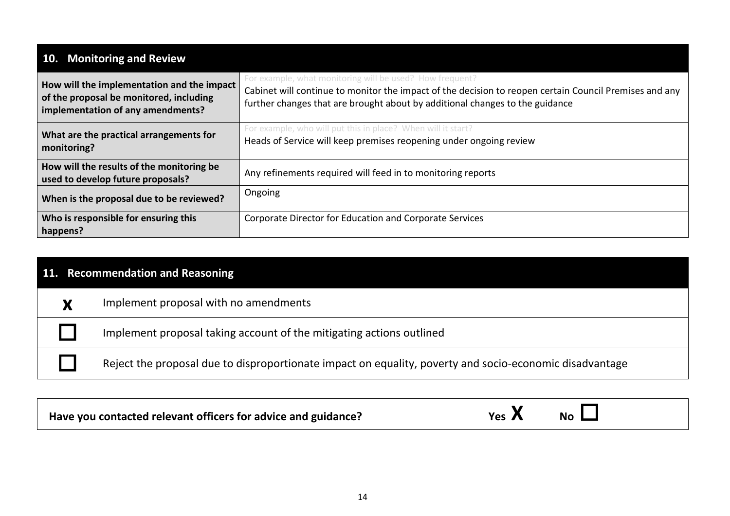## 10. Monitoring and Review

| | |
|---|---|
| **How will the implementation and the impact of the proposal be monitored, including implementation of any amendments?** | For example, what monitoring will be used? How frequent?<br>Cabinet will continue to monitor the impact of the decision to reopen certain Council Premises and any further changes that are brought about by additional changes to the guidance |
| **What are the practical arrangements for monitoring?** | For example, who will put this in place? When will it start?<br>Heads of Service will keep premises reopening under ongoing review |
| **How will the results of the monitoring be used to develop future proposals?** | Any refinements required will feed in to monitoring reports |
| **When is the proposal due to be reviewed?** | Ongoing |
| **Who is responsible for ensuring this happens?** | Corporate Director for Education and Corporate Services |

## 11. Recommendation and Reasoning

| | |
|---|---|
| **X** | Implement proposal with no amendments |
| ☐ | Implement proposal taking account of the mitigating actions outlined |
| ☐ | Reject the proposal due to disproportionate impact on equality, poverty and socio-economic disadvantage |

**Have you contacted relevant officers for advice and guidance?** **Yes X** **No ☐**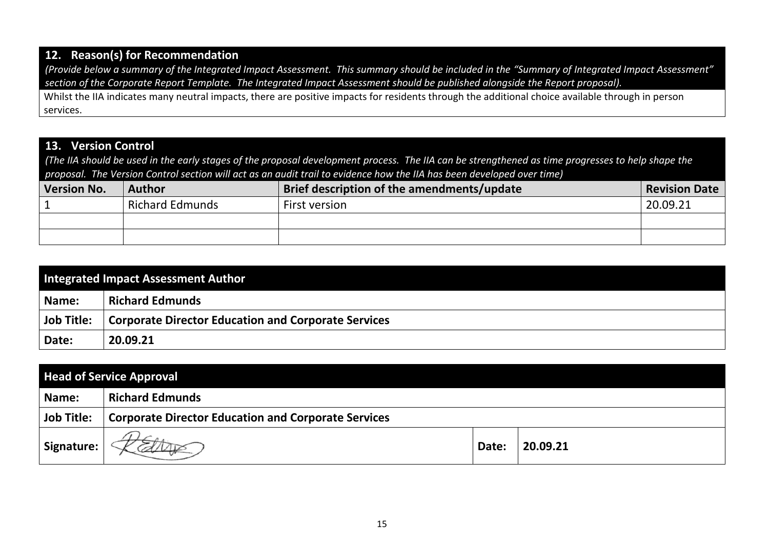## 12. Reason(s) for Recommendation

*(Provide below a summary of the Integrated Impact Assessment. This summary should be included in the "Summary of Integrated Impact Assessment" section of the Corporate Report Template. The Integrated Impact Assessment should be published alongside the Report proposal).*

Whilst the IIA indicates many neutral impacts, there are positive impacts for residents through the additional choice available through in person services.

## 13. Version Control

*(The IIA should be used in the early stages of the proposal development process. The IIA can be strengthened as time progresses to help shape the proposal. The Version Control section will act as an audit trail to evidence how the IIA has been developed over time)*

| Version No. | Author | Brief description of the amendments/update | Revision Date |
| --- | --- | --- | --- |
| 1 | Richard Edmunds | First version | 20.09.21 |
| | | | |
| | | | |

| Integrated Impact Assessment Author | |
| --- | --- |
| **Name:** | **Richard Edmunds** |
| **Job Title:** | **Corporate Director Education and Corporate Services** |
| **Date:** | **20.09.21** |

| Head of Service Approval | | | |
| --- | --- | --- | --- |
| **Name:** | **Richard Edmunds** | | |
| **Job Title:** | **Corporate Director Education and Corporate Services** | | |
| **Signature:** | | **Date:** | **20.09.21** |